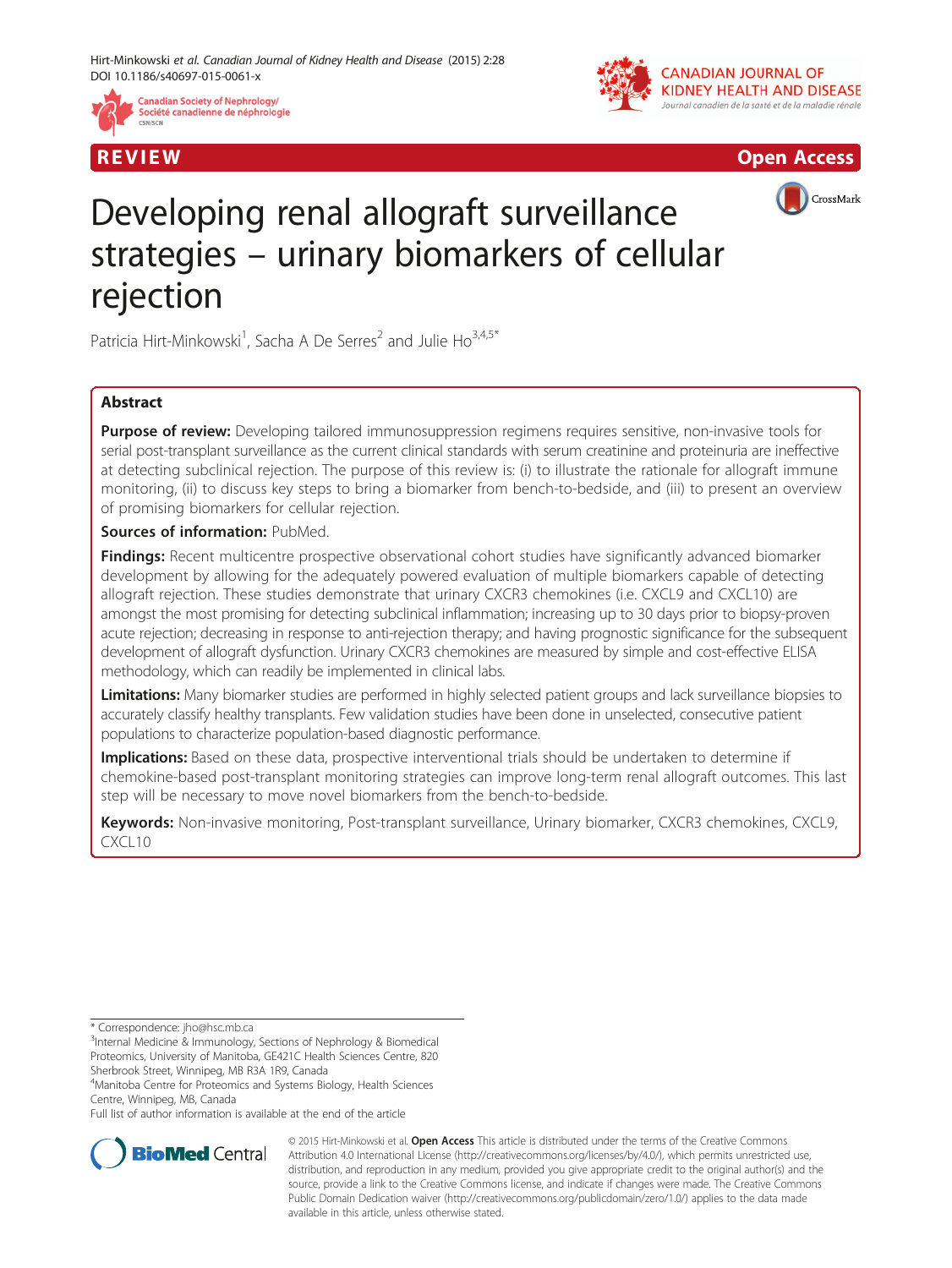REVIEW

Open Access

# Developing renal allograft surveillance strategies – urinary biomarkers of cellular rejection

Patricia Hirt-Minkowski[1], Sacha A De Serres[2] and Julie Ho[3,4,5*]

## Abstract

**Purpose of review:** Developing tailored immunosuppression regimens requires sensitive, non-invasive tools for serial post-transplant surveillance as the current clinical standards with serum creatinine and proteinuria are ineffective at detecting subclinical rejection. The purpose of this review is: (i) to illustrate the rationale for allograft immune monitoring, (ii) to discuss key steps to bring a biomarker from bench-to-bedside, and (iii) to present an overview of promising biomarkers for cellular rejection.

**Sources of information:** PubMed.

**Findings:** Recent multicentre prospective observational cohort studies have significantly advanced biomarker development by allowing for the adequately powered evaluation of multiple biomarkers capable of detecting allograft rejection. These studies demonstrate that urinary CXCR3 chemokines (i.e. CXCL9 and CXCL10) are amongst the most promising for detecting subclinical inflammation; increasing up to 30 days prior to biopsy-proven acute rejection; decreasing in response to anti-rejection therapy; and having prognostic significance for the subsequent development of allograft dysfunction. Urinary CXCR3 chemokines are measured by simple and cost-effective ELISA methodology, which can readily be implemented in clinical labs.

**Limitations:** Many biomarker studies are performed in highly selected patient groups and lack surveillance biopsies to accurately classify healthy transplants. Few validation studies have been done in unselected, consecutive patient populations to characterize population-based diagnostic performance.

**Implications:** Based on these data, prospective interventional trials should be undertaken to determine if chemokine-based post-transplant monitoring strategies can improve long-term renal allograft outcomes. This last step will be necessary to move novel biomarkers from the bench-to-bedside.

**Keywords:** Non-invasive monitoring, Post-transplant surveillance, Urinary biomarker, CXCR3 chemokines, CXCL9, CXCL10

---

\* Correspondence: jho@hsc.mb.ca

[3]Internal Medicine & Immunology, Sections of Nephrology & Biomedical Proteomics, University of Manitoba, GE421C Health Sciences Centre, 820 Sherbrook Street, Winnipeg, MB R3A 1R9, Canada

[4]Manitoba Centre for Proteomics and Systems Biology, Health Sciences Centre, Winnipeg, MB, Canada

Full list of author information is available at the end of the article

© 2015 Hirt-Minkowski et al. **Open Access** This article is distributed under the terms of the Creative Commons Attribution 4.0 International License (http://creativecommons.org/licenses/by/4.0/), which permits unrestricted use, distribution, and reproduction in any medium, provided you give appropriate credit to the original author(s) and the source, provide a link to the Creative Commons license, and indicate if changes were made. The Creative Commons Public Domain Dedication waiver (http://creativecommons.org/publicdomain/zero/1.0/) applies to the data made available in this article, unless otherwise stated.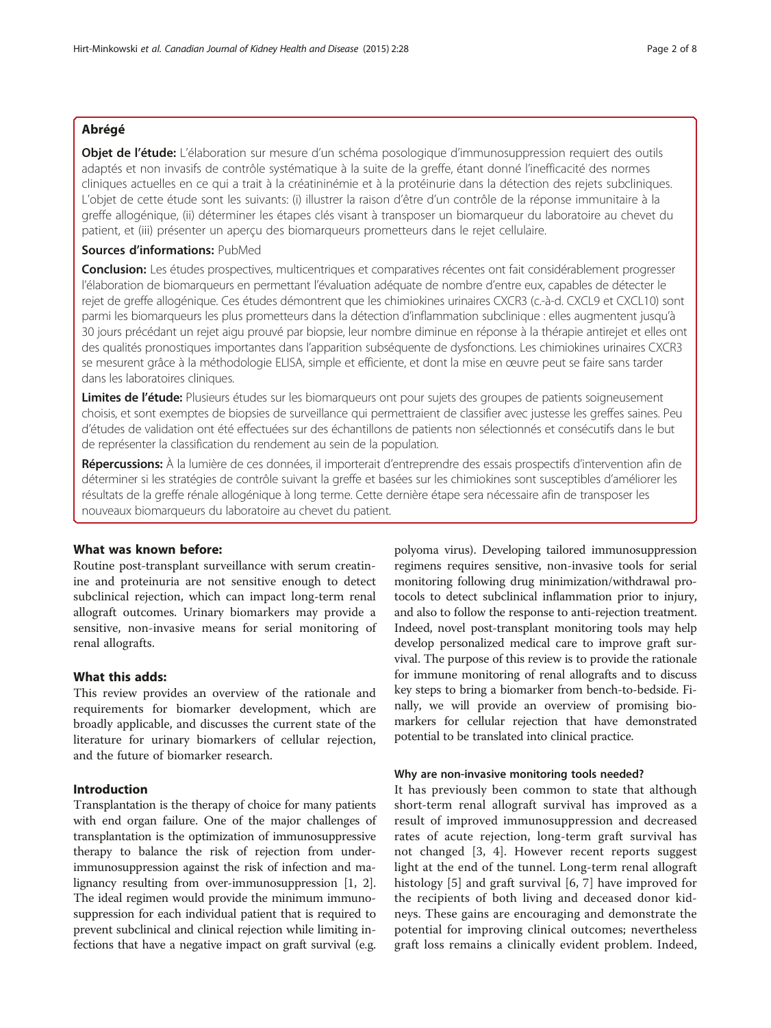## Abrégé

**Objet de l'étude:** L'élaboration sur mesure d'un schéma posologique d'immunosuppression requiert des outils adaptés et non invasifs de contrôle systématique à la suite de la greffe, étant donné l'inefficacité des normes cliniques actuelles en ce qui a trait à la créatininémie et à la protéinurie dans la détection des rejets subcliniques. L'objet de cette étude sont les suivants: (i) illustrer la raison d'être d'un contrôle de la réponse immunitaire à la greffe allogénique, (ii) déterminer les étapes clés visant à transposer un biomarqueur du laboratoire au chevet du patient, et (iii) présenter un aperçu des biomarqueurs prometteurs dans le rejet cellulaire.

**Sources d'informations:** PubMed

**Conclusion:** Les études prospectives, multicentriques et comparatives récentes ont fait considérablement progresser l'élaboration de biomarqueurs en permettant l'évaluation adéquate de nombre d'entre eux, capables de détecter le rejet de greffe allogénique. Ces études démontrent que les chimiokines urinaires CXCR3 (c.-à-d. CXCL9 et CXCL10) sont parmi les biomarqueurs les plus prometteurs dans la détection d'inflammation subclinique : elles augmentent jusqu'à 30 jours précédant un rejet aigu prouvé par biopsie, leur nombre diminue en réponse à la thérapie antirejet et elles ont des qualités pronostiques importantes dans l'apparition subséquente de dysfonctions. Les chimiokines urinaires CXCR3 se mesurent grâce à la méthodologie ELISA, simple et efficiente, et dont la mise en œuvre peut se faire sans tarder dans les laboratoires cliniques.

**Limites de l'étude:** Plusieurs études sur les biomarqueurs ont pour sujets des groupes de patients soigneusement choisis, et sont exemptes de biopsies de surveillance qui permettraient de classifier avec justesse les greffes saines. Peu d'études de validation ont été effectuées sur des échantillons de patients non sélectionnés et consécutifs dans le but de représenter la classification du rendement au sein de la population.

**Répercussions:** À la lumière de ces données, il importerait d'entreprendre des essais prospectifs d'intervention afin de déterminer si les stratégies de contrôle suivant la greffe et basées sur les chimiokines sont susceptibles d'améliorer les résultats de la greffe rénale allogénique à long terme. Cette dernière étape sera nécessaire afin de transposer les nouveaux biomarqueurs du laboratoire au chevet du patient.

## What was known before:

Routine post-transplant surveillance with serum creatinine and proteinuria are not sensitive enough to detect subclinical rejection, which can impact long-term renal allograft outcomes. Urinary biomarkers may provide a sensitive, non-invasive means for serial monitoring of renal allografts.

## What this adds:

This review provides an overview of the rationale and requirements for biomarker development, which are broadly applicable, and discusses the current state of the literature for urinary biomarkers of cellular rejection, and the future of biomarker research.

## Introduction

Transplantation is the therapy of choice for many patients with end organ failure. One of the major challenges of transplantation is the optimization of immunosuppressive therapy to balance the risk of rejection from under-immunosuppression against the risk of infection and malignancy resulting from over-immunosuppression [1, 2]. The ideal regimen would provide the minimum immunosuppression for each individual patient that is required to prevent subclinical and clinical rejection while limiting infections that have a negative impact on graft survival (e.g. polyoma virus). Developing tailored immunosuppression regimens requires sensitive, non-invasive tools for serial monitoring following drug minimization/withdrawal protocols to detect subclinical inflammation prior to injury, and also to follow the response to anti-rejection treatment. Indeed, novel post-transplant monitoring tools may help develop personalized medical care to improve graft survival. The purpose of this review is to provide the rationale for immune monitoring of renal allografts and to discuss key steps to bring a biomarker from bench-to-bedside. Finally, we will provide an overview of promising biomarkers for cellular rejection that have demonstrated potential to be translated into clinical practice.

### Why are non-invasive monitoring tools needed?

It has previously been common to state that although short-term renal allograft survival has improved as a result of improved immunosuppression and decreased rates of acute rejection, long-term graft survival has not changed [3, 4]. However recent reports suggest light at the end of the tunnel. Long-term renal allograft histology [5] and graft survival [6, 7] have improved for the recipients of both living and deceased donor kidneys. These gains are encouraging and demonstrate the potential for improving clinical outcomes; nevertheless graft loss remains a clinically evident problem. Indeed,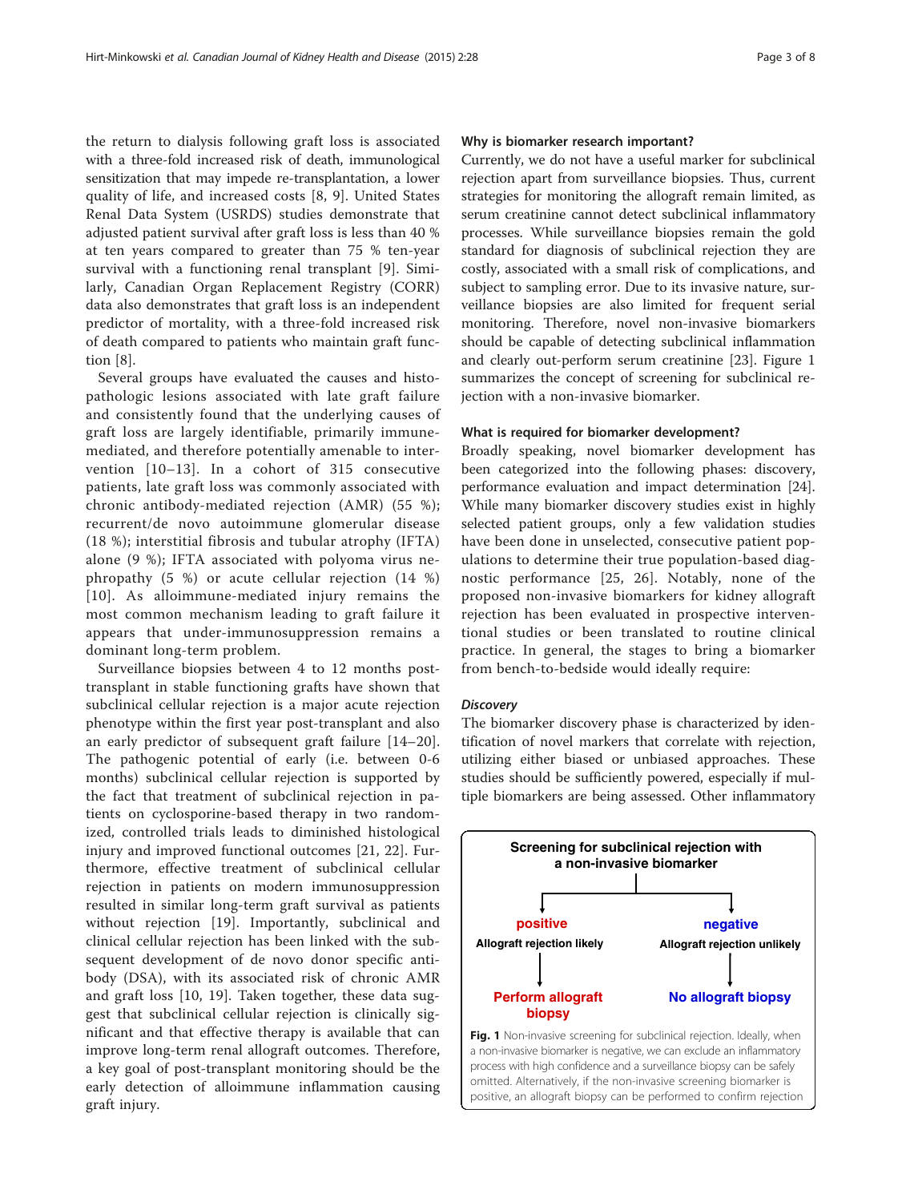the return to dialysis following graft loss is associated with a three-fold increased risk of death, immunological sensitization that may impede re-transplantation, a lower quality of life, and increased costs [8, 9]. United States Renal Data System (USRDS) studies demonstrate that adjusted patient survival after graft loss is less than 40 % at ten years compared to greater than 75 % ten-year survival with a functioning renal transplant [9]. Similarly, Canadian Organ Replacement Registry (CORR) data also demonstrates that graft loss is an independent predictor of mortality, with a three-fold increased risk of death compared to patients who maintain graft function [8].

Several groups have evaluated the causes and histopathologic lesions associated with late graft failure and consistently found that the underlying causes of graft loss are largely identifiable, primarily immune-mediated, and therefore potentially amenable to intervention [10–13]. In a cohort of 315 consecutive patients, late graft loss was commonly associated with chronic antibody-mediated rejection (AMR) (55 %); recurrent/de novo autoimmune glomerular disease (18 %); interstitial fibrosis and tubular atrophy (IFTA) alone (9 %); IFTA associated with polyoma virus nephropathy (5 %) or acute cellular rejection (14 %) [10]. As alloimmune-mediated injury remains the most common mechanism leading to graft failure it appears that under-immunosuppression remains a dominant long-term problem.

Surveillance biopsies between 4 to 12 months post-transplant in stable functioning grafts have shown that subclinical cellular rejection is a major acute rejection phenotype within the first year post-transplant and also an early predictor of subsequent graft failure [14–20]. The pathogenic potential of early (i.e. between 0-6 months) subclinical cellular rejection is supported by the fact that treatment of subclinical rejection in patients on cyclosporine-based therapy in two randomized, controlled trials leads to diminished histological injury and improved functional outcomes [21, 22]. Furthermore, effective treatment of subclinical cellular rejection in patients on modern immunosuppression resulted in similar long-term graft survival as patients without rejection [19]. Importantly, subclinical and clinical cellular rejection has been linked with the subsequent development of de novo donor specific antibody (DSA), with its associated risk of chronic AMR and graft loss [10, 19]. Taken together, these data suggest that subclinical cellular rejection is clinically significant and that effective therapy is available that can improve long-term renal allograft outcomes. Therefore, a key goal of post-transplant monitoring should be the early detection of alloimmune inflammation causing graft injury.

### Why is biomarker research important?

Currently, we do not have a useful marker for subclinical rejection apart from surveillance biopsies. Thus, current strategies for monitoring the allograft remain limited, as serum creatinine cannot detect subclinical inflammatory processes. While surveillance biopsies remain the gold standard for diagnosis of subclinical rejection they are costly, associated with a small risk of complications, and subject to sampling error. Due to its invasive nature, surveillance biopsies are also limited for frequent serial monitoring. Therefore, novel non-invasive biomarkers should be capable of detecting subclinical inflammation and clearly out-perform serum creatinine [23]. Figure 1 summarizes the concept of screening for subclinical rejection with a non-invasive biomarker.

### What is required for biomarker development?

Broadly speaking, novel biomarker development has been categorized into the following phases: discovery, performance evaluation and impact determination [24]. While many biomarker discovery studies exist in highly selected patient groups, only a few validation studies have been done in unselected, consecutive patient populations to determine their true population-based diagnostic performance [25, 26]. Notably, none of the proposed non-invasive biomarkers for kidney allograft rejection has been evaluated in prospective interventional studies or been translated to routine clinical practice. In general, the stages to bring a biomarker from bench-to-bedside would ideally require:

#### *Discovery*

The biomarker discovery phase is characterized by identification of novel markers that correlate with rejection, utilizing either biased or unbiased approaches. These studies should be sufficiently powered, especially if multiple biomarkers are being assessed. Other inflammatory

**Screening for subclinical rejection with a non-invasive biomarker**

- **positive** — Allograft rejection likely → **Perform allograft biopsy**
- **negative** — Allograft rejection unlikely → **No allograft biopsy**

**Fig. 1** Non-invasive screening for subclinical rejection. Ideally, when a non-invasive biomarker is negative, we can exclude an inflammatory process with high confidence and a surveillance biopsy can be safely omitted. Alternatively, if the non-invasive screening biomarker is positive, an allograft biopsy can be performed to confirm rejection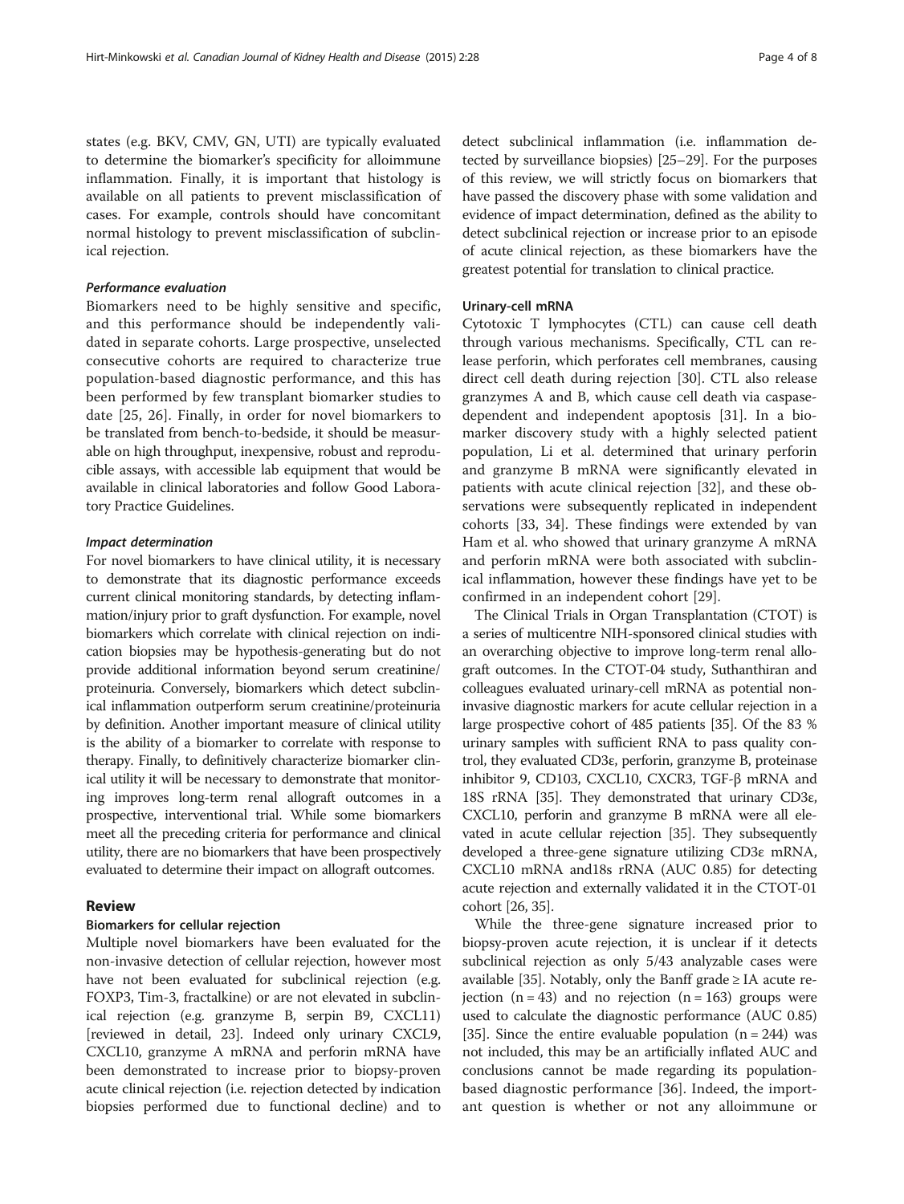states (e.g. BKV, CMV, GN, UTI) are typically evaluated to determine the biomarker's specificity for alloimmune inflammation. Finally, it is important that histology is available on all patients to prevent misclassification of cases. For example, controls should have concomitant normal histology to prevent misclassification of subclinical rejection.

#### *Performance evaluation*

Biomarkers need to be highly sensitive and specific, and this performance should be independently validated in separate cohorts. Large prospective, unselected consecutive cohorts are required to characterize true population-based diagnostic performance, and this has been performed by few transplant biomarker studies to date [25, 26]. Finally, in order for novel biomarkers to be translated from bench-to-bedside, it should be measurable on high throughput, inexpensive, robust and reproducible assays, with accessible lab equipment that would be available in clinical laboratories and follow Good Laboratory Practice Guidelines.

#### *Impact determination*

For novel biomarkers to have clinical utility, it is necessary to demonstrate that its diagnostic performance exceeds current clinical monitoring standards, by detecting inflammation/injury prior to graft dysfunction. For example, novel biomarkers which correlate with clinical rejection on indication biopsies may be hypothesis-generating but do not provide additional information beyond serum creatinine/proteinuria. Conversely, biomarkers which detect subclinical inflammation outperform serum creatinine/proteinuria by definition. Another important measure of clinical utility is the ability of a biomarker to correlate with response to therapy. Finally, to definitively characterize biomarker clinical utility it will be necessary to demonstrate that monitoring improves long-term renal allograft outcomes in a prospective, interventional trial. While some biomarkers meet all the preceding criteria for performance and clinical utility, there are no biomarkers that have been prospectively evaluated to determine their impact on allograft outcomes.

## Review

### Biomarkers for cellular rejection

Multiple novel biomarkers have been evaluated for the non-invasive detection of cellular rejection, however most have not been evaluated for subclinical rejection (e.g. FOXP3, Tim-3, fractalkine) or are not elevated in subclinical rejection (e.g. granzyme B, serpin B9, CXCL11) [reviewed in detail, 23]. Indeed only urinary CXCL9, CXCL10, granzyme A mRNA and perforin mRNA have been demonstrated to increase prior to biopsy-proven acute clinical rejection (i.e. rejection detected by indication biopsies performed due to functional decline) and to detect subclinical inflammation (i.e. inflammation detected by surveillance biopsies) [25–29]. For the purposes of this review, we will strictly focus on biomarkers that have passed the discovery phase with some validation and evidence of impact determination, defined as the ability to detect subclinical rejection or increase prior to an episode of acute clinical rejection, as these biomarkers have the greatest potential for translation to clinical practice.

#### Urinary-cell mRNA

Cytotoxic T lymphocytes (CTL) can cause cell death through various mechanisms. Specifically, CTL can release perforin, which perforates cell membranes, causing direct cell death during rejection [30]. CTL also release granzymes A and B, which cause cell death via caspase-dependent and independent apoptosis [31]. In a biomarker discovery study with a highly selected patient population, Li et al. determined that urinary perforin and granzyme B mRNA were significantly elevated in patients with acute clinical rejection [32], and these observations were subsequently replicated in independent cohorts [33, 34]. These findings were extended by van Ham et al. who showed that urinary granzyme A mRNA and perforin mRNA were both associated with subclinical inflammation, however these findings have yet to be confirmed in an independent cohort [29].

The Clinical Trials in Organ Transplantation (CTOT) is a series of multicentre NIH-sponsored clinical studies with an overarching objective to improve long-term renal allograft outcomes. In the CTOT-04 study, Suthanthiran and colleagues evaluated urinary-cell mRNA as potential non-invasive diagnostic markers for acute cellular rejection in a large prospective cohort of 485 patients [35]. Of the 83 % urinary samples with sufficient RNA to pass quality control, they evaluated CD3ε, perforin, granzyme B, proteinase inhibitor 9, CD103, CXCL10, CXCR3, TGF-β mRNA and 18S rRNA [35]. They demonstrated that urinary CD3ε, CXCL10, perforin and granzyme B mRNA were all elevated in acute cellular rejection [35]. They subsequently developed a three-gene signature utilizing CD3ε mRNA, CXCL10 mRNA and18s rRNA (AUC 0.85) for detecting acute rejection and externally validated it in the CTOT-01 cohort [26, 35].

While the three-gene signature increased prior to biopsy-proven acute rejection, it is unclear if it detects subclinical rejection as only 5/43 analyzable cases were available [35]. Notably, only the Banff grade ≥ IA acute rejection ($n = 43$) and no rejection ($n = 163$) groups were used to calculate the diagnostic performance (AUC 0.85) [35]. Since the entire evaluable population ($n = 244$) was not included, this may be an artificially inflated AUC and conclusions cannot be made regarding its population-based diagnostic performance [36]. Indeed, the important question is whether or not any alloimmune or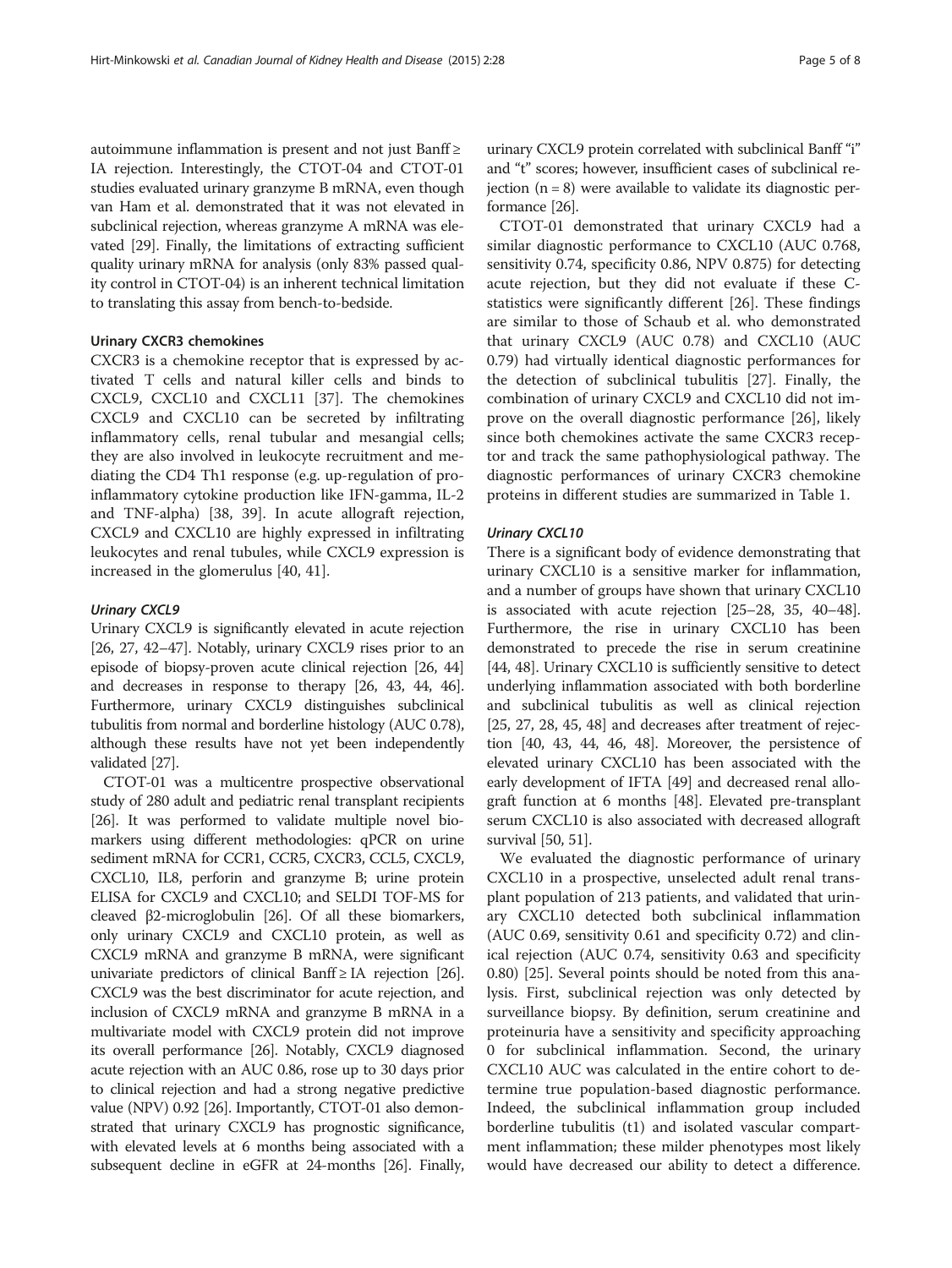autoimmune inflammation is present and not just Banff ≥ IA rejection. Interestingly, the CTOT-04 and CTOT-01 studies evaluated urinary granzyme B mRNA, even though van Ham et al. demonstrated that it was not elevated in subclinical rejection, whereas granzyme A mRNA was elevated [29]. Finally, the limitations of extracting sufficient quality urinary mRNA for analysis (only 83% passed quality control in CTOT-04) is an inherent technical limitation to translating this assay from bench-to-bedside.

#### Urinary CXCR3 chemokines

CXCR3 is a chemokine receptor that is expressed by activated T cells and natural killer cells and binds to CXCL9, CXCL10 and CXCL11 [37]. The chemokines CXCL9 and CXCL10 can be secreted by infiltrating inflammatory cells, renal tubular and mesangial cells; they are also involved in leukocyte recruitment and mediating the CD4 Th1 response (e.g. up-regulation of pro-inflammatory cytokine production like IFN-gamma, IL-2 and TNF-alpha) [38, 39]. In acute allograft rejection, CXCL9 and CXCL10 are highly expressed in infiltrating leukocytes and renal tubules, while CXCL9 expression is increased in the glomerulus [40, 41].

##### *Urinary CXCL9*

Urinary CXCL9 is significantly elevated in acute rejection [26, 27, 42–47]. Notably, urinary CXCL9 rises prior to an episode of biopsy-proven acute clinical rejection [26, 44] and decreases in response to therapy [26, 43, 44, 46]. Furthermore, urinary CXCL9 distinguishes subclinical tubulitis from normal and borderline histology (AUC 0.78), although these results have not yet been independently validated [27].

CTOT-01 was a multicentre prospective observational study of 280 adult and pediatric renal transplant recipients [26]. It was performed to validate multiple novel biomarkers using different methodologies: qPCR on urine sediment mRNA for CCR1, CCR5, CXCR3, CCL5, CXCL9, CXCL10, IL8, perforin and granzyme B; urine protein ELISA for CXCL9 and CXCL10; and SELDI TOF-MS for cleaved β2-microglobulin [26]. Of all these biomarkers, only urinary CXCL9 and CXCL10 protein, as well as CXCL9 mRNA and granzyme B mRNA, were significant univariate predictors of clinical Banff ≥ IA rejection [26]. CXCL9 was the best discriminator for acute rejection, and inclusion of CXCL9 mRNA and granzyme B mRNA in a multivariate model with CXCL9 protein did not improve its overall performance [26]. Notably, CXCL9 diagnosed acute rejection with an AUC 0.86, rose up to 30 days prior to clinical rejection and had a strong negative predictive value (NPV) 0.92 [26]. Importantly, CTOT-01 also demonstrated that urinary CXCL9 has prognostic significance, with elevated levels at 6 months being associated with a subsequent decline in eGFR at 24-months [26]. Finally, urinary CXCL9 protein correlated with subclinical Banff "i" and "t" scores; however, insufficient cases of subclinical rejection (n = 8) were available to validate its diagnostic performance [26].

CTOT-01 demonstrated that urinary CXCL9 had a similar diagnostic performance to CXCL10 (AUC 0.768, sensitivity 0.74, specificity 0.86, NPV 0.875) for detecting acute rejection, but they did not evaluate if these C-statistics were significantly different [26]. These findings are similar to those of Schaub et al. who demonstrated that urinary CXCL9 (AUC 0.78) and CXCL10 (AUC 0.79) had virtually identical diagnostic performances for the detection of subclinical tubulitis [27]. Finally, the combination of urinary CXCL9 and CXCL10 did not improve on the overall diagnostic performance [26], likely since both chemokines activate the same CXCR3 receptor and track the same pathophysiological pathway. The diagnostic performances of urinary CXCR3 chemokine proteins in different studies are summarized in Table 1.

##### *Urinary CXCL10*

There is a significant body of evidence demonstrating that urinary CXCL10 is a sensitive marker for inflammation, and a number of groups have shown that urinary CXCL10 is associated with acute rejection [25–28, 35, 40–48]. Furthermore, the rise in urinary CXCL10 has been demonstrated to precede the rise in serum creatinine [44, 48]. Urinary CXCL10 is sufficiently sensitive to detect underlying inflammation associated with both borderline and subclinical tubulitis as well as clinical rejection [25, 27, 28, 45, 48] and decreases after treatment of rejection [40, 43, 44, 46, 48]. Moreover, the persistence of elevated urinary CXCL10 has been associated with the early development of IFTA [49] and decreased renal allograft function at 6 months [48]. Elevated pre-transplant serum CXCL10 is also associated with decreased allograft survival [50, 51].

We evaluated the diagnostic performance of urinary CXCL10 in a prospective, unselected adult renal transplant population of 213 patients, and validated that urinary CXCL10 detected both subclinical inflammation (AUC 0.69, sensitivity 0.61 and specificity 0.72) and clinical rejection (AUC 0.74, sensitivity 0.63 and specificity 0.80) [25]. Several points should be noted from this analysis. First, subclinical rejection was only detected by surveillance biopsy. By definition, serum creatinine and proteinuria have a sensitivity and specificity approaching 0 for subclinical inflammation. Second, the urinary CXCL10 AUC was calculated in the entire cohort to determine true population-based diagnostic performance. Indeed, the subclinical inflammation group included borderline tubulitis (t1) and isolated vascular compartment inflammation; these milder phenotypes most likely would have decreased our ability to detect a difference.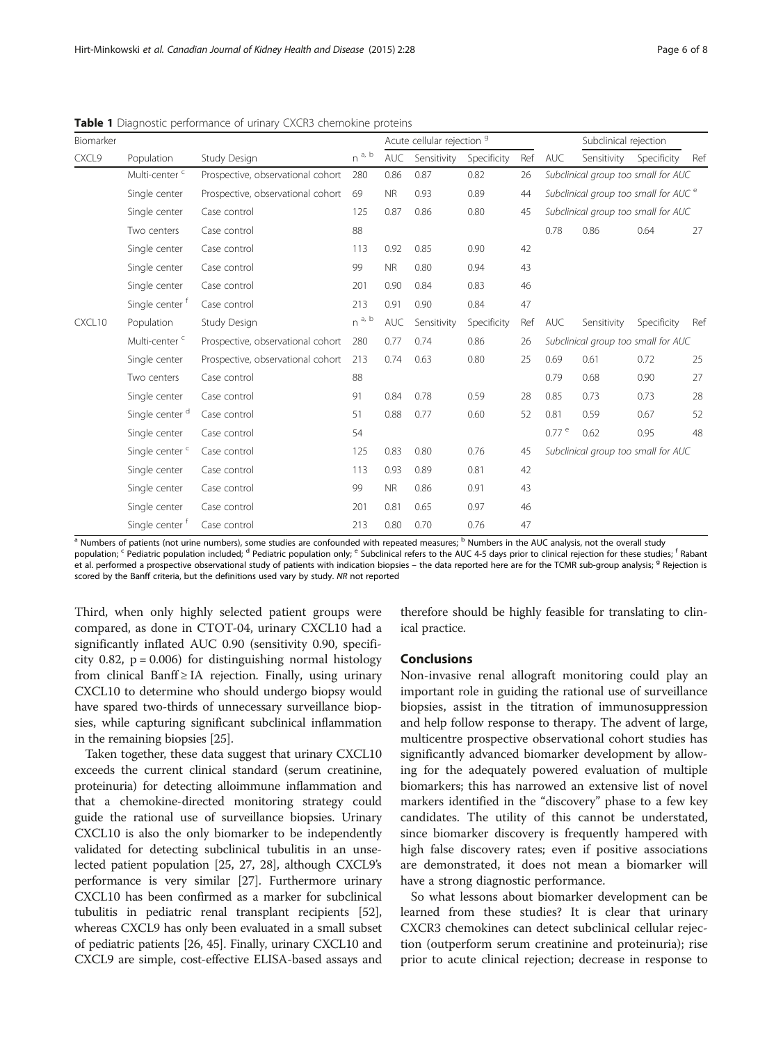**Table 1** Diagnostic performance of urinary CXCR3 chemokine proteins

| Biomarker | | | | Acute cellular rejection [g] | | | | Subclinical rejection | | | |
|---|---|---|---|---|---|---|---|---|---|---|---|
| CXCL9 | Population | Study Design | n [a, b] | AUC | Sensitivity | Specificity | Ref | AUC | Sensitivity | Specificity | Ref |
| | Multi-center [c] | Prospective, observational cohort | 280 | 0.86 | 0.87 | 0.82 | 26 | Subclinical group too small for AUC | | | |
| | Single center | Prospective, observational cohort | 69 | NR | 0.93 | 0.89 | 44 | Subclinical group too small for AUC [e] | | | |
| | Single center | Case control | 125 | 0.87 | 0.86 | 0.80 | 45 | Subclinical group too small for AUC | | | |
| | Two centers | Case control | 88 | | | | | 0.78 | 0.86 | 0.64 | 27 |
| | Single center | Case control | 113 | 0.92 | 0.85 | 0.90 | 42 | | | | |
| | Single center | Case control | 99 | NR | 0.80 | 0.94 | 43 | | | | |
| | Single center | Case control | 201 | 0.90 | 0.84 | 0.83 | 46 | | | | |
| | Single center [f] | Case control | 213 | 0.91 | 0.90 | 0.84 | 47 | | | | |
| CXCL10 | Population | Study Design | n [a, b] | AUC | Sensitivity | Specificity | Ref | AUC | Sensitivity | Specificity | Ref |
| | Multi-center [c] | Prospective, observational cohort | 280 | 0.77 | 0.74 | 0.86 | 26 | Subclinical group too small for AUC | | | |
| | Single center | Prospective, observational cohort | 213 | 0.74 | 0.63 | 0.80 | 25 | 0.69 | 0.61 | 0.72 | 25 |
| | Two centers | Case control | 88 | | | | | 0.79 | 0.68 | 0.90 | 27 |
| | Single center | Case control | 91 | 0.84 | 0.78 | 0.59 | 28 | 0.85 | 0.73 | 0.73 | 28 |
| | Single center [d] | Case control | 51 | 0.88 | 0.77 | 0.60 | 52 | 0.81 | 0.59 | 0.67 | 52 |
| | Single center | Case control | 54 | | | | | 0.77 [e] | 0.62 | 0.95 | 48 |
| | Single center [c] | Case control | 125 | 0.83 | 0.80 | 0.76 | 45 | Subclinical group too small for AUC | | | |
| | Single center | Case control | 113 | 0.93 | 0.89 | 0.81 | 42 | | | | |
| | Single center | Case control | 99 | NR | 0.86 | 0.91 | 43 | | | | |
| | Single center | Case control | 201 | 0.81 | 0.65 | 0.97 | 46 | | | | |
| | Single center [f] | Case control | 213 | 0.80 | 0.70 | 0.76 | 47 | | | | |

[a] Numbers of patients (not urine numbers), some studies are confounded with repeated measures; [b] Numbers in the AUC analysis, not the overall study population; [c] Pediatric population included; [d] Pediatric population only; [e] Subclinical refers to the AUC 4-5 days prior to clinical rejection for these studies; [f] Rabant et al. performed a prospective observational study of patients with indication biopsies – the data reported here are for the TCMR sub-group analysis; [g] Rejection is scored by the Banff criteria, but the definitions used vary by study. *NR* not reported

Third, when only highly selected patient groups were compared, as done in CTOT-04, urinary CXCL10 had a significantly inflated AUC 0.90 (sensitivity 0.90, specificity 0.82, $p = 0.006$) for distinguishing normal histology from clinical Banff ≥ IA rejection. Finally, using urinary CXCL10 to determine who should undergo biopsy would have spared two-thirds of unnecessary surveillance biopsies, while capturing significant subclinical inflammation in the remaining biopsies [25].

Taken together, these data suggest that urinary CXCL10 exceeds the current clinical standard (serum creatinine, proteinuria) for detecting alloimmune inflammation and that a chemokine-directed monitoring strategy could guide the rational use of surveillance biopsies. Urinary CXCL10 is also the only biomarker to be independently validated for detecting subclinical tubulitis in an unselected patient population [25, 27, 28], although CXCL9's performance is very similar [27]. Furthermore urinary CXCL10 has been confirmed as a marker for subclinical tubulitis in pediatric renal transplant recipients [52], whereas CXCL9 has only been evaluated in a small subset of pediatric patients [26, 45]. Finally, urinary CXCL10 and CXCL9 are simple, cost-effective ELISA-based assays and therefore should be highly feasible for translating to clinical practice.

## Conclusions

Non-invasive renal allograft monitoring could play an important role in guiding the rational use of surveillance biopsies, assist in the titration of immunosuppression and help follow response to therapy. The advent of large, multicentre prospective observational cohort studies has significantly advanced biomarker development by allowing for the adequately powered evaluation of multiple biomarkers; this has narrowed an extensive list of novel markers identified in the "discovery" phase to a few key candidates. The utility of this cannot be understated, since biomarker discovery is frequently hampered with high false discovery rates; even if positive associations are demonstrated, it does not mean a biomarker will have a strong diagnostic performance.

So what lessons about biomarker development can be learned from these studies? It is clear that urinary CXCR3 chemokines can detect subclinical cellular rejection (outperform serum creatinine and proteinuria); rise prior to acute clinical rejection; decrease in response to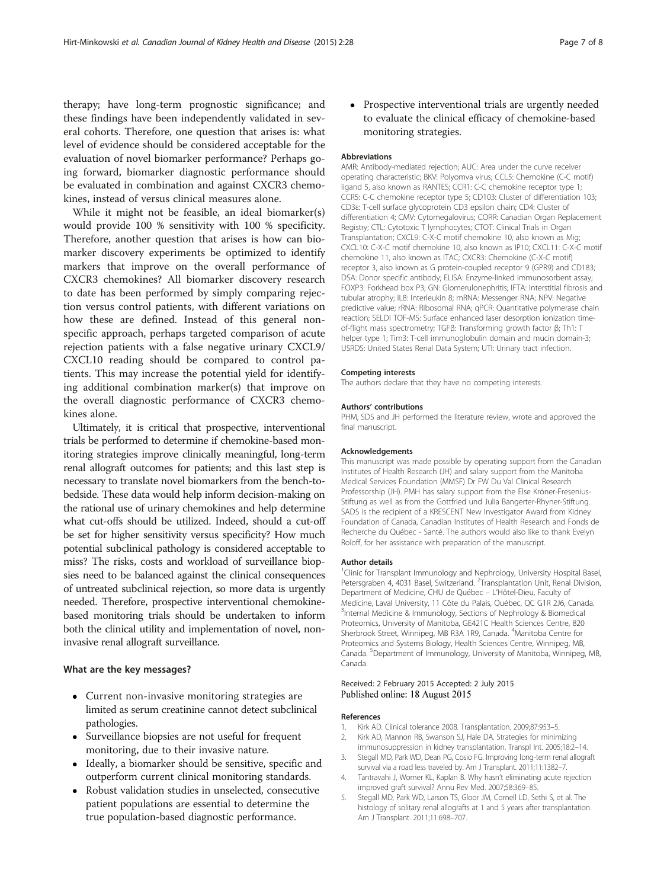therapy; have long-term prognostic significance; and these findings have been independently validated in several cohorts. Therefore, one question that arises is: what level of evidence should be considered acceptable for the evaluation of novel biomarker performance? Perhaps going forward, biomarker diagnostic performance should be evaluated in combination and against CXCR3 chemokines, instead of versus clinical measures alone.

While it might not be feasible, an ideal biomarker(s) would provide 100 % sensitivity with 100 % specificity. Therefore, another question that arises is how can biomarker discovery experiments be optimized to identify markers that improve on the overall performance of CXCR3 chemokines? All biomarker discovery research to date has been performed by simply comparing rejection versus control patients, with different variations on how these are defined. Instead of this general nonspecific approach, perhaps targeted comparison of acute rejection patients with a false negative urinary CXCL9/CXCL10 reading should be compared to control patients. This may increase the potential yield for identifying additional combination marker(s) that improve on the overall diagnostic performance of CXCR3 chemokines alone.

Ultimately, it is critical that prospective, interventional trials be performed to determine if chemokine-based monitoring strategies improve clinically meaningful, long-term renal allograft outcomes for patients; and this last step is necessary to translate novel biomarkers from the bench-to-bedside. These data would help inform decision-making on the rational use of urinary chemokines and help determine what cut-offs should be utilized. Indeed, should a cut-off be set for higher sensitivity versus specificity? How much potential subclinical pathology is considered acceptable to miss? The risks, costs and workload of surveillance biopsies need to be balanced against the clinical consequences of untreated subclinical rejection, so more data is urgently needed. Therefore, prospective interventional chemokine-based monitoring trials should be undertaken to inform both the clinical utility and implementation of novel, non-invasive renal allograft surveillance.

## What are the key messages?

- Current non-invasive monitoring strategies are limited as serum creatinine cannot detect subclinical pathologies.
- Surveillance biopsies are not useful for frequent monitoring, due to their invasive nature.
- Ideally, a biomarker should be sensitive, specific and outperform current clinical monitoring standards.
- Robust validation studies in unselected, consecutive patient populations are essential to determine the true population-based diagnostic performance.
- Prospective interventional trials are urgently needed to evaluate the clinical efficacy of chemokine-based monitoring strategies.

#### Abbreviations
AMR: Antibody-mediated rejection; AUC: Area under the curve receiver operating characteristic; BKV: Polyomva virus; CCL5: Chemokine (C-C motif) ligand 5, also known as RANTES; CCR1: C-C chemokine receptor type 1; CCR5: C-C chemokine receptor type 5; CD103: Cluster of differentiation 103; CD3ε: T-cell surface glycoprotein CD3 epsilon chain; CD4: Cluster of differentiation 4; CMV: Cytomegalovirus; CORR: Canadian Organ Replacement Registry; CTL: Cytotoxic T lymphocytes; CTOT: Clinical Trials in Organ Transplantation; CXCL9: C-X-C motif chemokine 10, also known as Mig; CXCL10: C-X-C motif chemokine 10, also known as IP10; CXCL11: C-X-C motif chemokine 11, also known as ITAC; CXCR3: Chemokine (C-X-C motif) receptor 3, also known as G protein-coupled receptor 9 (GPR9) and CD183; DSA: Donor specific antibody; ELISA: Enzyme-linked immunosorbent assay; FOXP3: Forkhead box P3; GN: Glomerulonephritis; IFTA: Interstitial fibrosis and tubular atrophy; IL8: Interleukin 8; mRNA: Messenger RNA; NPV: Negative predictive value; rRNA: Ribosomal RNA; qPCR: Quantitative polymerase chain reaction; SELDI TOF-MS: Surface enhanced laser desorption ionization time-of-flight mass spectrometry; TGFβ: Transforming growth factor β; Th1: T helper type 1; Tim3: T-cell immunoglobulin domain and mucin domain-3; USRDS: United States Renal Data System; UTI: Urinary tract infection.

#### Competing interests
The authors declare that they have no competing interests.

#### Authors' contributions
PHM, SDS and JH performed the literature review, wrote and approved the final manuscript.

#### Acknowledgements
This manuscript was made possible by operating support from the Canadian Institutes of Health Research (JH) and salary support from the Manitoba Medical Services Foundation (MMSF) Dr FW Du Val Clinical Research Professorship (JH). PMH has salary support from the Else Kröner-Fresenius-Stiftung as well as from the Gottfried und Julia Bangerter-Rhyner-Stiftung. SADS is the recipient of a KRESCENT New Investigator Award from Kidney Foundation of Canada, Canadian Institutes of Health Research and Fonds de Recherche du Québec - Santé. The authors would also like to thank Evelyn Roloff, for her assistance with preparation of the manuscript.

#### Author details
[1]Clinic for Transplant Immunology and Nephrology, University Hospital Basel, Petersgraben 4, 4031 Basel, Switzerland. [2]Transplantation Unit, Renal Division, Department of Medicine, CHU de Québec – L'Hôtel-Dieu, Faculty of Medicine, Laval University, 11 Côte du Palais, Québec, QC G1R 2J6, Canada. [3]Internal Medicine & Immunology, Sections of Nephrology & Biomedical Proteomics, University of Manitoba, GE421C Health Sciences Centre, 820 Sherbrook Street, Winnipeg, MB R3A 1R9, Canada. [4]Manitoba Centre for Proteomics and Systems Biology, Health Sciences Centre, Winnipeg, MB, Canada. [5]Department of Immunology, University of Manitoba, Winnipeg, MB, Canada.

Received: 2 February 2015 Accepted: 2 July 2015
Published online: 18 August 2015

#### References
1. Kirk AD. Clinical tolerance 2008. Transplantation. 2009;87:953–5.
2. Kirk AD, Mannon RB, Swanson SJ, Hale DA. Strategies for minimizing immunosuppression in kidney transplantation. Transpl Int. 2005;18:2–14.
3. Stegall MD, Park WD, Dean PG, Cosio FG. Improving long-term renal allograft survival via a road less traveled by. Am J Transplant. 2011;11:1382–7.
4. Tantravahi J, Womer KL, Kaplan B. Why hasn't eliminating acute rejection improved graft survival? Annu Rev Med. 2007;58:369–85.
5. Stegall MD, Park WD, Larson TS, Gloor JM, Cornell LD, Sethi S, et al. The histology of solitary renal allografts at 1 and 5 years after transplantation. Am J Transplant. 2011;11:698–707.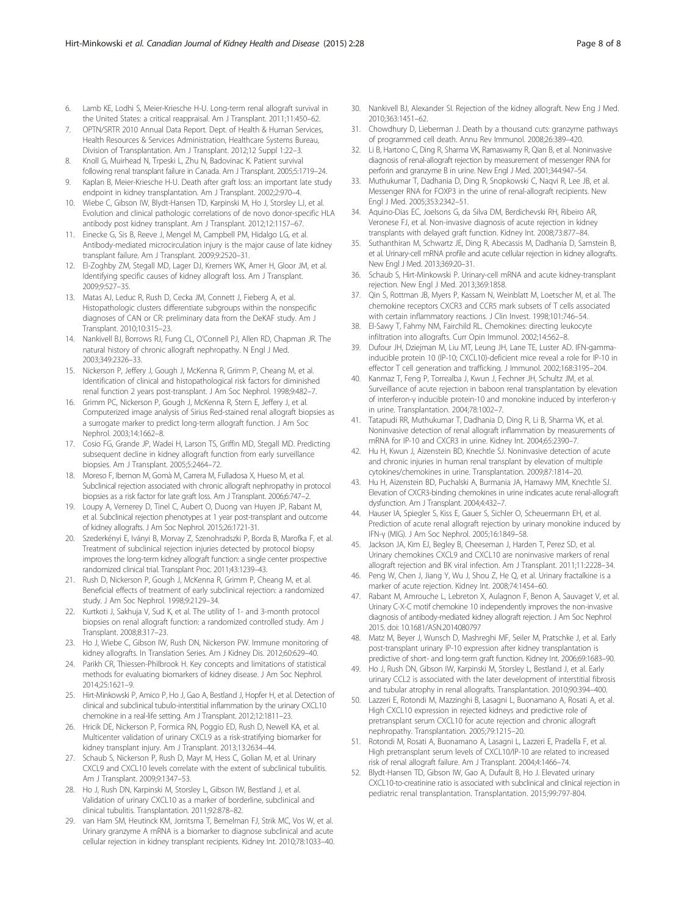6. Lamb KE, Lodhi S, Meier-Kriesche H-U. Long-term renal allograft survival in the United States: a critical reappraisal. Am J Transplant. 2011;11:450–62.
7. OPTN/SRTR 2010 Annual Data Report. Dept. of Health & Human Services, Health Resources & Services Administration, Healthcare Systems Bureau, Division of Transplantation. Am J Transplant. 2012;12 Suppl 1:22–3.
8. Knoll G, Muirhead N, Trpeski L, Zhu N, Badovinac K. Patient survival following renal transplant failure in Canada. Am J Transplant. 2005;5:1719–24.
9. Kaplan B, Meier-Kriesche H-U. Death after graft loss: an important late study endpoint in kidney transplantation. Am J Transplant. 2002;2:970–4.
10. Wiebe C, Gibson IW, Blydt-Hansen TD, Karpinski M, Ho J, Storsley LJ, et al. Evolution and clinical pathologic correlations of de novo donor-specific HLA antibody post kidney transplant. Am J Transplant. 2012;12:1157–67.
11. Einecke G, Sis B, Reeve J, Mengel M, Campbell PM, Hidalgo LG, et al. Antibody-mediated microcirculation injury is the major cause of late kidney transplant failure. Am J Transplant. 2009;9:2520–31.
12. El-Zoghby ZM, Stegall MD, Lager DJ, Kremers WK, Amer H, Gloor JM, et al. Identifying specific causes of kidney allograft loss. Am J Transplant. 2009;9:527–35.
13. Matas AJ, Leduc R, Rush D, Cecka JM, Connett J, Fieberg A, et al. Histopathologic clusters differentiate subgroups within the nonspecific diagnoses of CAN or CR: preliminary data from the DeKAF study. Am J Transplant. 2010;10:315–23.
14. Nankivell BJ, Borrows RJ, Fung CL, O'Connell PJ, Allen RD, Chapman JR. The natural history of chronic allograft nephropathy. N Engl J Med. 2003;349:2326–33.
15. Nickerson P, Jeffery J, Gough J, McKenna R, Grimm P, Cheang M, et al. Identification of clinical and histopathological risk factors for diminished renal function 2 years post-transplant. J Am Soc Nephrol. 1998;9:482–7.
16. Grimm PC, Nickerson P, Gough J, McKenna R, Stern E, Jeffery J, et al. Computerized image analysis of Sirius Red-stained renal allograft biopsies as a surrogate marker to predict long-term allograft function. J Am Soc Nephrol. 2003;14:1662–8.
17. Cosio FG, Grande JP, Wadei H, Larson TS, Griffin MD, Stegall MD. Predicting subsequent decline in kidney allograft function from early surveillance biopsies. Am J Transplant. 2005;5:2464–72.
18. Moreso F, Ibernon M, Gomà M, Carrera M, Fulladosa X, Hueso M, et al. Subclinical rejection associated with chronic allograft nephropathy in protocol biopsies as a risk factor for late graft loss. Am J Transplant. 2006;6:747–2.
19. Loupy A, Vernerey D, Tinel C, Aubert O, Duong van Huyen JP, Rabant M, et al. Subclinical rejection phenotypes at 1 year post-transplant and outcome of kidney allografts. J Am Soc Nephrol. 2015;26:1721-31.
20. Szederkényi E, Iványi B, Morvay Z, Szenohradszki P, Borda B, Marofka F, et al. Treatment of subclinical rejection injuries detected by protocol biopsy improves the long-term kidney allograft function: a single center prospective randomized clinical trial. Transplant Proc. 2011;43:1239–43.
21. Rush D, Nickerson P, Gough J, McKenna R, Grimm P, Cheang M, et al. Beneficial effects of treatment of early subclinical rejection: a randomized study. J Am Soc Nephrol. 1998;9:2129–34.
22. Kurtkoti J, Sakhuja V, Sud K, et al. The utility of 1- and 3-month protocol biopsies on renal allograft function: a randomized controlled study. Am J Transplant. 2008;8:317–23.
23. Ho J, Wiebe C, Gibson IW, Rush DN, Nickerson PW. Immune monitoring of kidney allografts. In Translation Series. Am J Kidney Dis. 2012;60:629–40.
24. Parikh CR, Thiessen-Philbrook H. Key concepts and limitations of statistical methods for evaluating biomarkers of kidney disease. J Am Soc Nephrol. 2014;25:1621–9.
25. Hirt-Minkowski P, Amico P, Ho J, Gao A, Bestland J, Hopfer H, et al. Detection of clinical and subclinical tubulo-interstitial inflammation by the urinary CXCL10 chemokine in a real-life setting. Am J Transplant. 2012;12:1811–23.
26. Hricik DE, Nickerson P, Formica RN, Poggio ED, Rush D, Newell KA, et al. Multicenter validation of urinary CXCL9 as a risk-stratifying biomarker for kidney transplant injury. Am J Transplant. 2013;13:2634–44.
27. Schaub S, Nickerson P, Rush D, Mayr M, Hess C, Golian M, et al. Urinary CXCL9 and CXCL10 levels correlate with the extent of subclinical tubulitis. Am J Transplant. 2009;9:1347–53.
28. Ho J, Rush DN, Karpinski M, Storsley L, Gibson IW, Bestland J, et al. Validation of urinary CXCL10 as a marker of borderline, subclinical and clinical tubulitis. Transplantation. 2011;92:878–82.
29. van Ham SM, Heutinck KM, Jorritsma T, Bemelman FJ, Strik MC, Vos W, et al. Urinary granzyme A mRNA is a biomarker to diagnose subclinical and acute cellular rejection in kidney transplant recipients. Kidney Int. 2010;78:1033–40.
30. Nankivell BJ, Alexander SI. Rejection of the kidney allograft. New Eng J Med. 2010;363:1451–62.
31. Chowdhury D, Lieberman J. Death by a thousand cuts: granzyme pathways of programmed cell death. Annu Rev Immunol. 2008;26:389–420.
32. Li B, Hartono C, Ding R, Sharma VK, Ramaswamy R, Qian B, et al. Noninvasive diagnosis of renal-allograft rejection by measurement of messenger RNA for perforin and granzyme B in urine. New Engl J Med. 2001;344:947–54.
33. Muthukumar T, Dadhania D, Ding R, Snopkowski C, Naqvi R, Lee JB, et al. Messenger RNA for FOXP3 in the urine of renal-allograft recipients. New Engl J Med. 2005;353:2342–51.
34. Aquino-Dias EC, Joelsons G, da Silva DM, Berdichevski RH, Ribeiro AR, Veronese FJ, et al. Non-invasive diagnosis of acute rejection in kidney transplants with delayed graft function. Kidney Int. 2008;73:877–84.
35. Suthanthiran M, Schwartz JE, Ding R, Abecassis M, Dadhania D, Samstein B, et al. Urinary-cell mRNA profile and acute cellular rejection in kidney allografts. New Engl J Med. 2013;369:20–31.
36. Schaub S, Hirt-Minkowski P. Urinary-cell mRNA and acute kidney-transplant rejection. New Engl J Med. 2013;369:1858.
37. Qin S, Rottman JB, Myers P, Kassam N, Weinblatt M, Loetscher M, et al. The chemokine receptors CXCR3 and CCR5 mark subsets of T cells associated with certain inflammatory reactions. J Clin Invest. 1998;101:746–54.
38. El-Sawy T, Fahmy NM, Fairchild RL. Chemokines: directing leukocyte infiltration into allografts. Curr Opin Immunol. 2002;14:562–8.
39. Dufour JH, Dziejman M, Liu MT, Leung JH, Lane TE, Luster AD. IFN-gamma-inducible protein 10 (IP-10; CXCL10)-deficient mice reveal a role for IP-10 in effector T cell generation and trafficking. J Immunol. 2002;168:3195–204.
40. Kanmaz T, Feng P, Torrealba J, Kwun J, Fechner JH, Schultz JM, et al. Surveillance of acute rejection in baboon renal transplantation by elevation of interferon-γ inducible protein-10 and monokine induced by interferon-γ in urine. Transplantation. 2004;78:1002–7.
41. Tatapudi RR, Muthukumar T, Dadhania D, Ding R, Li B, Sharma VK, et al. Noninvasive detection of renal allograft inflammation by measurements of mRNA for IP-10 and CXCR3 in urine. Kidney Int. 2004;65:2390–7.
42. Hu H, Kwun J, Aizenstein BD, Knechtle SJ. Noninvasive detection of acute and chronic injuries in human renal transplant by elevation of multiple cytokines/chemokines in urine. Transplantation. 2009;87:1814–20.
43. Hu H, Aizenstein BD, Puchalski A, Burmania JA, Hamawy MM, Knechtle SJ. Elevation of CXCR3-binding chemokines in urine indicates acute renal-allograft dysfunction. Am J Transplant. 2004;4:432–7.
44. Hauser IA, Spiegler S, Kiss E, Gauer S, Sichler O, Scheuermann EH, et al. Prediction of acute renal allograft rejection by urinary monokine induced by IFN-γ (MIG). J Am Soc Nephrol. 2005;16:1849–58.
45. Jackson JA, Kim EJ, Begley B, Cheeseman J, Harden T, Perez SD, et al. Urinary chemokines CXCL9 and CXCL10 are noninvasive markers of renal allograft rejection and BK viral infection. Am J Transplant. 2011;11:2228–34.
46. Peng W, Chen J, Jiang Y, Wu J, Shou Z, He Q, et al. Urinary fractalkine is a marker of acute rejection. Kidney Int. 2008;74:1454–60.
47. Rabant M, Amrouche L, Lebreton X, Aulagnon F, Benon A, Sauvaget V, et al. Urinary C-X-C motif chemokine 10 independently improves the non-invasive diagnosis of antibody-mediated kidney allograft rejection. J Am Soc Nephrol 2015. doi: 10.1681/ASN.2014080797
48. Matz M, Beyer J, Wunsch D, Mashreghi MF, Seiler M, Pratschke J, et al. Early post-transplant urinary IP-10 expression after kidney transplantation is predictive of short- and long-term graft function. Kidney Int. 2006;69:1683–90.
49. Ho J, Rush DN, Gibson IW, Karpinski M, Storsley L, Bestland J, et al. Early urinary CCL2 is associated with the later development of interstitial fibrosis and tubular atrophy in renal allografts. Transplantation. 2010;90:394–400.
50. Lazzeri E, Rotondi M, Mazzinghi B, Lasagni L, Buonamano A, Rosati A, et al. High CXCL10 expression in rejected kidneys and predictive role of pretransplant serum CXCL10 for acute rejection and chronic allograft nephropathy. Transplantation. 2005;79:1215–20.
51. Rotondi M, Rosati A, Buonamano A, Lasagni L, Lazzeri E, Pradella F, et al. High pretransplant serum levels of CXCL10/IP-10 are related to increased risk of renal allograft failure. Am J Transplant. 2004;4:1466–74.
52. Blydt-Hansen TD, Gibson IW, Gao A, Dufault B, Ho J. Elevated urinary CXCL10-to-creatinine ratio is associated with subclinical and clinical rejection in pediatric renal transplantation. Transplantation. 2015;99:797-804.